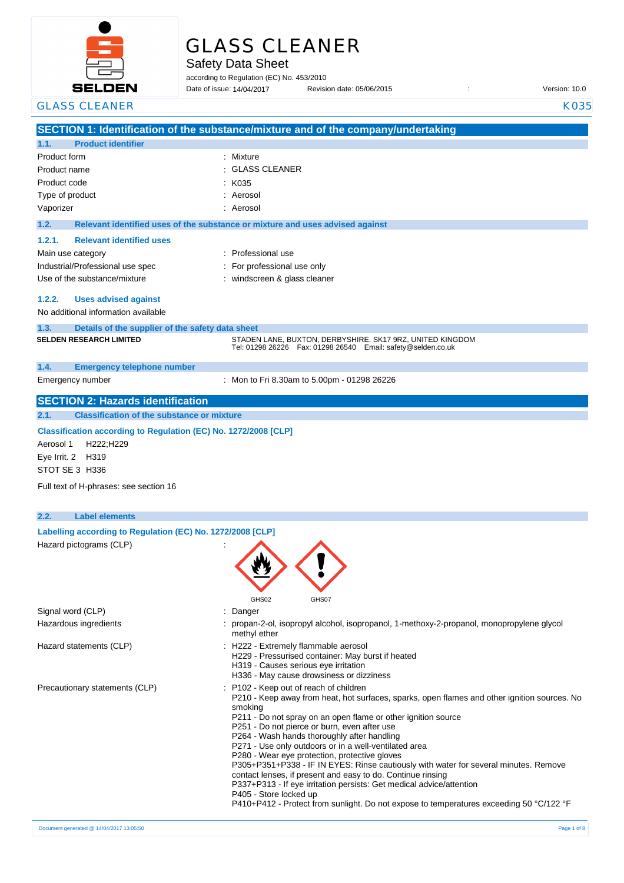# GLASS CLEANER

## Safety Data Sheet

according to Regulation (EC) No. 453/2010

Date of issue: 14/04/2017 Revision date: 05/06/2015 : Version: 10.0

GLASS CLEANER K035

## SECTION 1: Identification of the substance/mixture and of the company/undertaking

### 1.1. Product identifier

| | |
|---|---|
| Product form | : Mixture |
| Product name | : GLASS CLEANER |
| Product code | : K035 |
| Type of product | : Aerosol |
| Vaporizer | : Aerosol |

### 1.2. Relevant identified uses of the substance or mixture and uses advised against

#### 1.2.1. Relevant identified uses

| | |
|---|---|
| Main use category | : Professional use |
| Industrial/Professional use spec | : For professional use only |
| Use of the substance/mixture | : windscreen & glass cleaner |

#### 1.2.2. Uses advised against

No additional information available

### 1.3. Details of the supplier of the safety data sheet

**SELDEN RESEARCH LIMITED**

STADEN LANE, BUXTON, DERBYSHIRE, SK17 9RZ, UNITED KINGDOM
Tel: 01298 26226 Fax: 01298 26540 Email: safety@selden.co.uk

### 1.4. Emergency telephone number

Emergency number : Mon to Fri 8.30am to 5.00pm - 01298 26226

## SECTION 2: Hazards identification

### 2.1. Classification of the substance or mixture

**Classification according to Regulation (EC) No. 1272/2008 [CLP]**

Aerosol 1 H222;H229

Eye Irrit. 2 H319

STOT SE 3 H336

Full text of H-phrases: see section 16

### 2.2. Label elements

**Labelling according to Regulation (EC) No. 1272/2008 [CLP]**

Hazard pictograms (CLP) :

GHS02 GHS07

Signal word (CLP) : Danger

Hazardous ingredients : propan-2-ol, isopropyl alcohol, isopropanol, 1-methoxy-2-propanol, monopropylene glycol methyl ether

Hazard statements (CLP) :
H222 - Extremely flammable aerosol
H229 - Pressurised container: May burst if heated
H319 - Causes serious eye irritation
H336 - May cause drowsiness or dizziness

Precautionary statements (CLP) :
P102 - Keep out of reach of children
P210 - Keep away from heat, hot surfaces, sparks, open flames and other ignition sources. No smoking
P211 - Do not spray on an open flame or other ignition source
P251 - Do not pierce or burn, even after use
P264 - Wash hands thoroughly after handling
P271 - Use only outdoors or in a well-ventilated area
P280 - Wear eye protection, protective gloves
P305+P351+P338 - IF IN EYES: Rinse cautiously with water for several minutes. Remove contact lenses, if present and easy to do. Continue rinsing
P337+P313 - If eye irritation persists: Get medical advice/attention
P405 - Store locked up
P410+P412 - Protect from sunlight. Do not expose to temperatures exceeding 50 °C/122 °F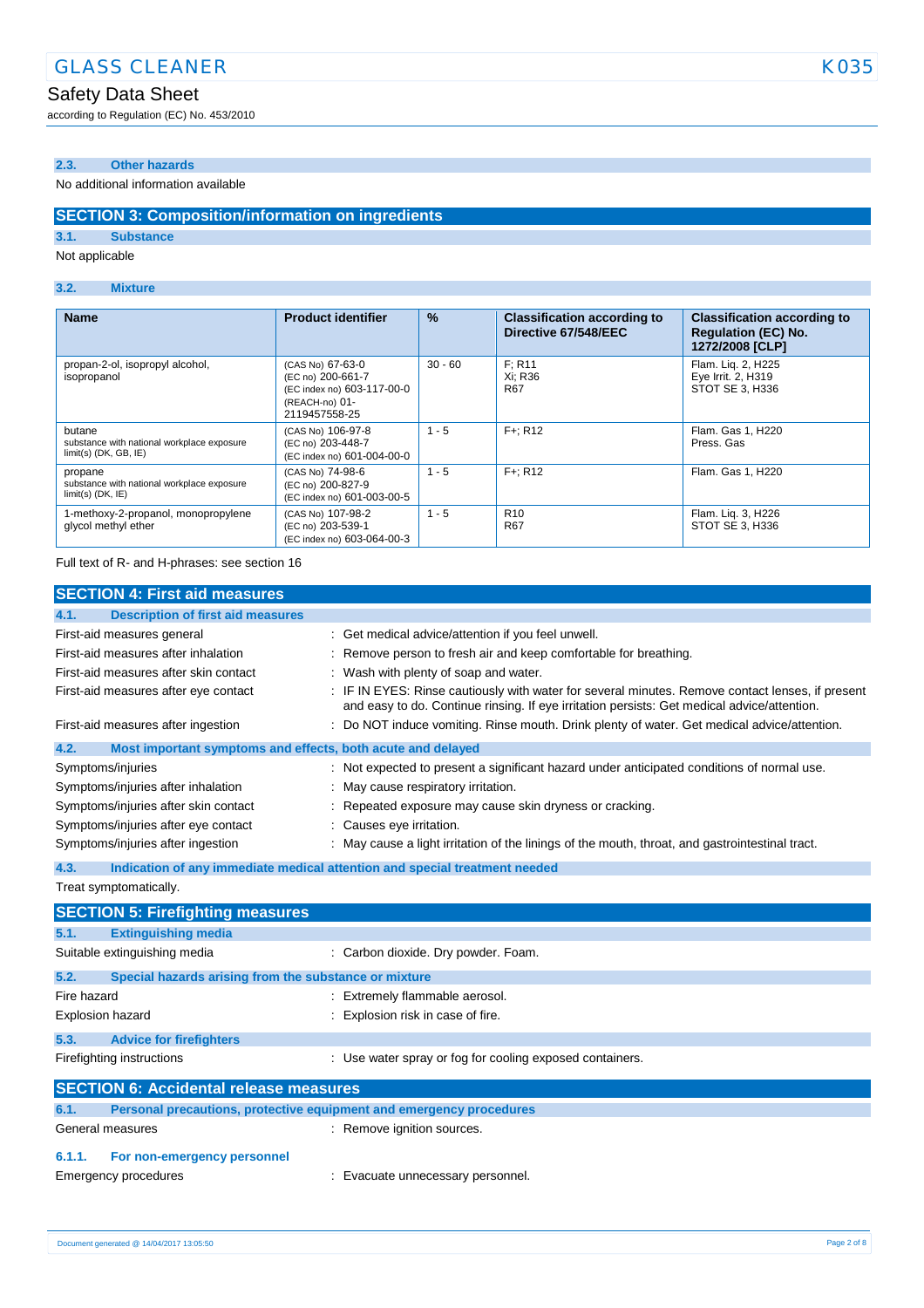### 2.3. Other hazards

No additional information available

## SECTION 3: Composition/information on ingredients

### 3.1. Substance

Not applicable

### 3.2. Mixture

| Name | Product identifier | % | Classification according to Directive 67/548/EEC | Classification according to Regulation (EC) No. 1272/2008 [CLP] |
|---|---|---|---|---|
| propan-2-ol, isopropyl alcohol, isopropanol | (CAS No) 67-63-0<br>(EC no) 200-661-7<br>(EC index no) 603-117-00-0<br>(REACH-no) 01-2119457558-25 | 30 - 60 | F; R11<br>Xi; R36<br>R67 | Flam. Liq. 2, H225<br>Eye Irrit. 2, H319<br>STOT SE 3, H336 |
| butane<br>substance with national workplace exposure limit(s) (DK, GB, IE) | (CAS No) 106-97-8<br>(EC no) 203-448-7<br>(EC index no) 601-004-00-0 | 1 - 5 | F+; R12 | Flam. Gas 1, H220<br>Press. Gas |
| propane<br>substance with national workplace exposure limit(s) (DK, IE) | (CAS No) 74-98-6<br>(EC no) 200-827-9<br>(EC index no) 601-003-00-5 | 1 - 5 | F+; R12 | Flam. Gas 1, H220 |
| 1-methoxy-2-propanol, monopropylene glycol methyl ether | (CAS No) 107-98-2<br>(EC no) 203-539-1<br>(EC index no) 603-064-00-3 | 1 - 5 | R10<br>R67 | Flam. Liq. 3, H226<br>STOT SE 3, H336 |

Full text of R- and H-phrases: see section 16

## SECTION 4: First aid measures

### 4.1. Description of first aid measures

First-aid measures general : Get medical advice/attention if you feel unwell.

First-aid measures after inhalation : Remove person to fresh air and keep comfortable for breathing.

First-aid measures after skin contact : Wash with plenty of soap and water.

First-aid measures after eye contact : IF IN EYES: Rinse cautiously with water for several minutes. Remove contact lenses, if present and easy to do. Continue rinsing. If eye irritation persists: Get medical advice/attention.

First-aid measures after ingestion : Do NOT induce vomiting. Rinse mouth. Drink plenty of water. Get medical advice/attention.

### 4.2. Most important symptoms and effects, both acute and delayed

Symptoms/injuries : Not expected to present a significant hazard under anticipated conditions of normal use.

Symptoms/injuries after inhalation : May cause respiratory irritation.

Symptoms/injuries after skin contact : Repeated exposure may cause skin dryness or cracking.

Symptoms/injuries after eye contact : Causes eye irritation.

Symptoms/injuries after ingestion : May cause a light irritation of the linings of the mouth, throat, and gastrointestinal tract.

### 4.3. Indication of any immediate medical attention and special treatment needed

Treat symptomatically.

## SECTION 5: Firefighting measures

### 5.1. Extinguishing media

Suitable extinguishing media : Carbon dioxide. Dry powder. Foam.

### 5.2. Special hazards arising from the substance or mixture

Fire hazard : Extremely flammable aerosol.

Explosion hazard : Explosion risk in case of fire.

### 5.3. Advice for firefighters

Firefighting instructions : Use water spray or fog for cooling exposed containers.

## SECTION 6: Accidental release measures

### 6.1. Personal precautions, protective equipment and emergency procedures

General measures : Remove ignition sources.

#### 6.1.1. For non-emergency personnel

Emergency procedures : Evacuate unnecessary personnel.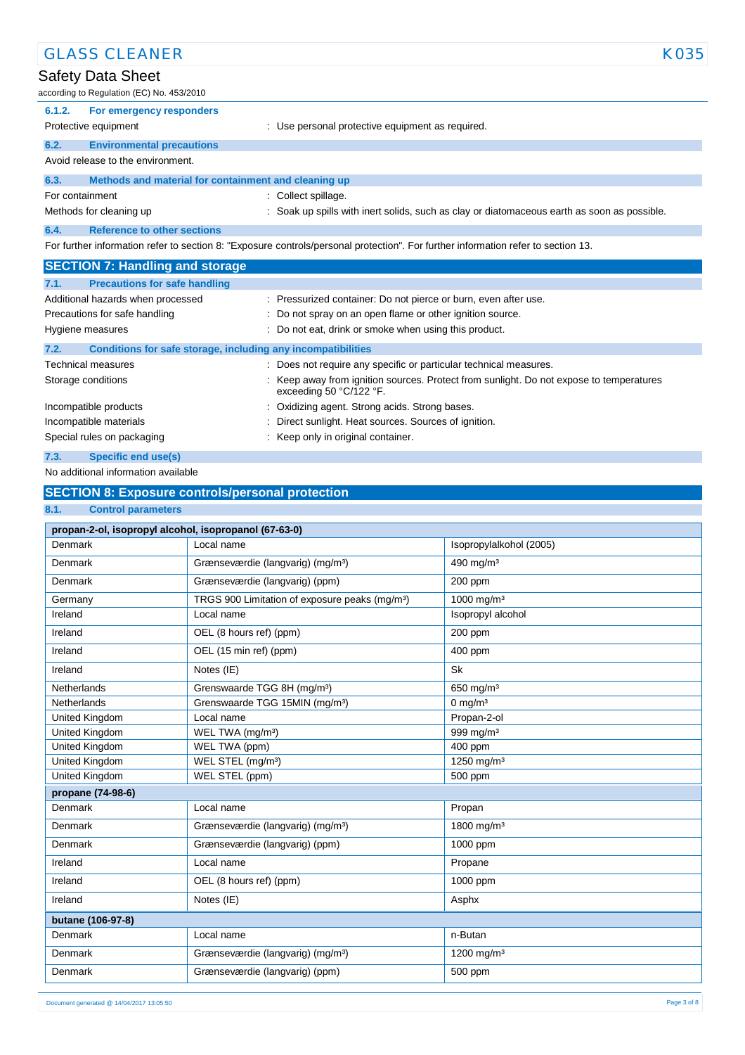#### 6.1.2. For emergency responders

Protective equipment : Use personal protective equipment as required.

### 6.2. Environmental precautions

Avoid release to the environment.

### 6.3. Methods and material for containment and cleaning up

For containment : Collect spillage.

Methods for cleaning up : Soak up spills with inert solids, such as clay or diatomaceous earth as soon as possible.

### 6.4. Reference to other sections

For further information refer to section 8: "Exposure controls/personal protection". For further information refer to section 13.

## SECTION 7: Handling and storage

### 7.1. Precautions for safe handling

Additional hazards when processed : Pressurized container: Do not pierce or burn, even after use.

Precautions for safe handling : Do not spray on an open flame or other ignition source.

Hygiene measures : Do not eat, drink or smoke when using this product.

### 7.2. Conditions for safe storage, including any incompatibilities

Technical measures : Does not require any specific or particular technical measures.

Storage conditions : Keep away from ignition sources. Protect from sunlight. Do not expose to temperatures exceeding 50 °C/122 °F.

Incompatible products : Oxidizing agent. Strong acids. Strong bases.

Incompatible materials : Direct sunlight. Heat sources. Sources of ignition.

Special rules on packaging : Keep only in original container.

### 7.3. Specific end use(s)

No additional information available

## SECTION 8: Exposure controls/personal protection

### 8.1. Control parameters

| propan-2-ol, isopropyl alcohol, isopropanol (67-63-0) | | |
|---|---|---|
| Denmark | Local name | Isopropylalkohol (2005) |
| Denmark | Grænseværdie (langvarig) (mg/m³) | 490 mg/m³ |
| Denmark | Grænseværdie (langvarig) (ppm) | 200 ppm |
| Germany | TRGS 900 Limitation of exposure peaks (mg/m³) | 1000 mg/m³ |
| Ireland | Local name | Isopropyl alcohol |
| Ireland | OEL (8 hours ref) (ppm) | 200 ppm |
| Ireland | OEL (15 min ref) (ppm) | 400 ppm |
| Ireland | Notes (IE) | Sk |
| Netherlands | Grenswaarde TGG 8H (mg/m³) | 650 mg/m³ |
| Netherlands | Grenswaarde TGG 15MIN (mg/m³) | 0 mg/m³ |
| United Kingdom | Local name | Propan-2-ol |
| United Kingdom | WEL TWA (mg/m³) | 999 mg/m³ |
| United Kingdom | WEL TWA (ppm) | 400 ppm |
| United Kingdom | WEL STEL (mg/m³) | 1250 mg/m³ |
| United Kingdom | WEL STEL (ppm) | 500 ppm |
| **propane (74-98-6)** | | |
| Denmark | Local name | Propan |
| Denmark | Grænseværdie (langvarig) (mg/m³) | 1800 mg/m³ |
| Denmark | Grænseværdie (langvarig) (ppm) | 1000 ppm |
| Ireland | Local name | Propane |
| Ireland | OEL (8 hours ref) (ppm) | 1000 ppm |
| Ireland | Notes (IE) | Asphx |
| **butane (106-97-8)** | | |
| Denmark | Local name | n-Butan |
| Denmark | Grænseværdie (langvarig) (mg/m³) | 1200 mg/m³ |
| Denmark | Grænseværdie (langvarig) (ppm) | 500 ppm |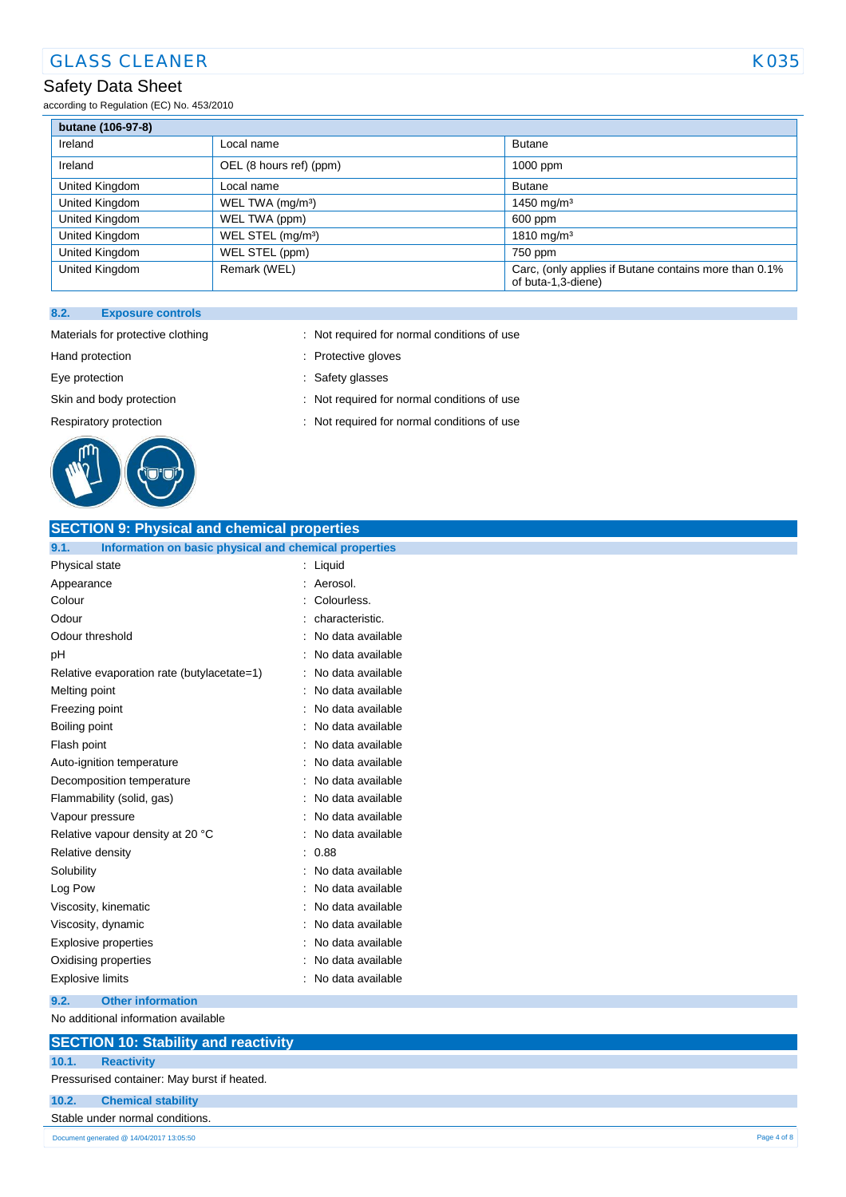| butane (106-97-8) | | |
|---|---|---|
| Ireland | Local name | Butane |
| Ireland | OEL (8 hours ref) (ppm) | 1000 ppm |
| United Kingdom | Local name | Butane |
| United Kingdom | WEL TWA (mg/m³) | 1450 mg/m³ |
| United Kingdom | WEL TWA (ppm) | 600 ppm |
| United Kingdom | WEL STEL (mg/m³) | 1810 mg/m³ |
| United Kingdom | WEL STEL (ppm) | 750 ppm |
| United Kingdom | Remark (WEL) | Carc, (only applies if Butane contains more than 0.1% of buta-1,3-diene) |

### 8.2. Exposure controls

Materials for protective clothing : Not required for normal conditions of use

Hand protection : Protective gloves

Eye protection : Safety glasses

Skin and body protection : Not required for normal conditions of use

Respiratory protection : Not required for normal conditions of use

## SECTION 9: Physical and chemical properties

### 9.1. Information on basic physical and chemical properties

| | |
|---|---|
| Physical state | : Liquid |
| Appearance | : Aerosol. |
| Colour | : Colourless. |
| Odour | : characteristic. |
| Odour threshold | : No data available |
| pH | : No data available |
| Relative evaporation rate (butylacetate=1) | : No data available |
| Melting point | : No data available |
| Freezing point | : No data available |
| Boiling point | : No data available |
| Flash point | : No data available |
| Auto-ignition temperature | : No data available |
| Decomposition temperature | : No data available |
| Flammability (solid, gas) | : No data available |
| Vapour pressure | : No data available |
| Relative vapour density at 20 °C | : No data available |
| Relative density | : 0.88 |
| Solubility | : No data available |
| Log Pow | : No data available |
| Viscosity, kinematic | : No data available |
| Viscosity, dynamic | : No data available |
| Explosive properties | : No data available |
| Oxidising properties | : No data available |
| Explosive limits | : No data available |

### 9.2. Other information

No additional information available

## SECTION 10: Stability and reactivity

### 10.1. Reactivity

Pressurised container: May burst if heated.

### 10.2. Chemical stability

Stable under normal conditions.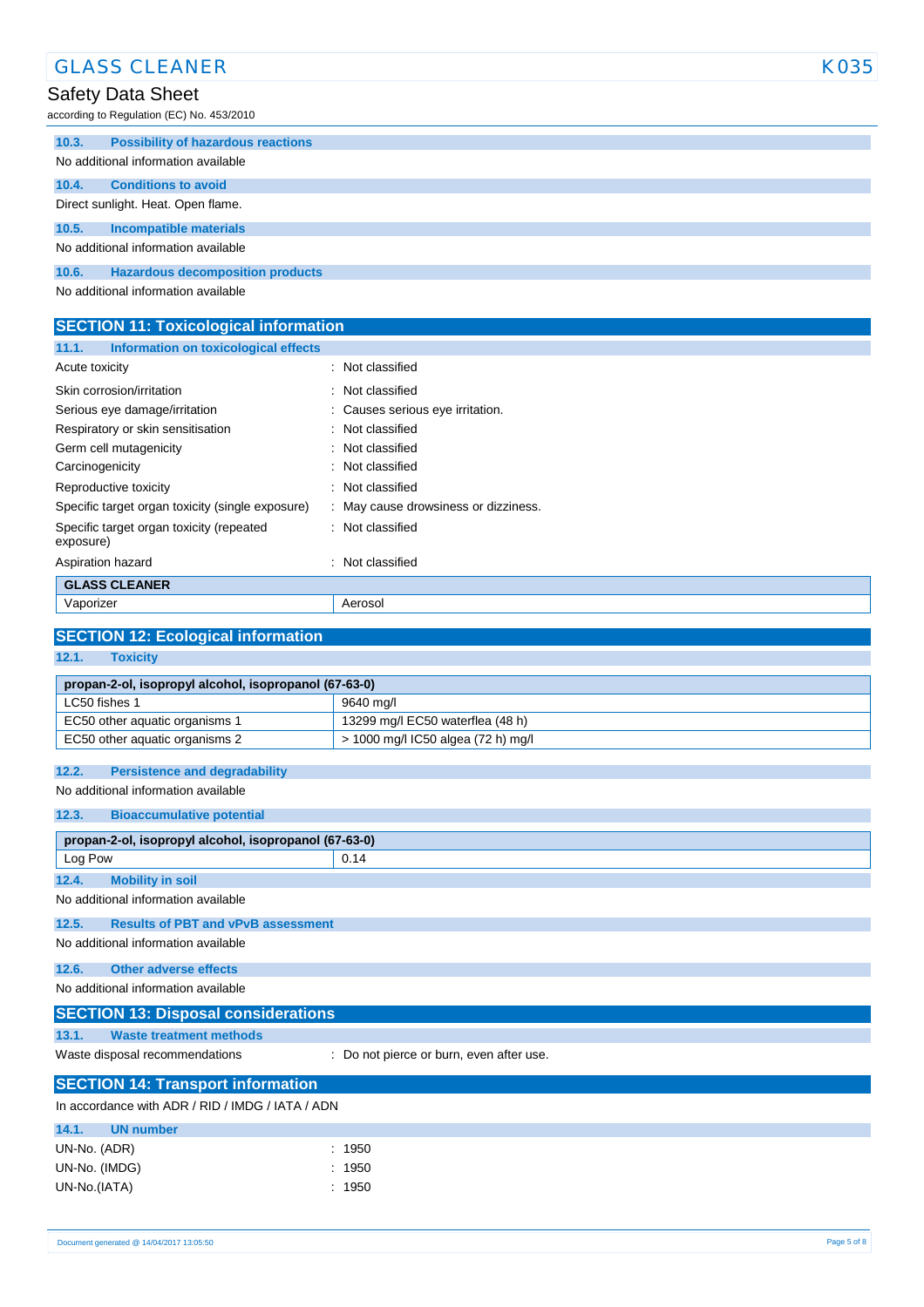### 10.3. Possibility of hazardous reactions

No additional information available

### 10.4. Conditions to avoid

Direct sunlight. Heat. Open flame.

### 10.5. Incompatible materials

No additional information available

### 10.6. Hazardous decomposition products

No additional information available

## SECTION 11: Toxicological information

### 11.1. Information on toxicological effects

| | |
|---|---|
| Acute toxicity | : Not classified |
| Skin corrosion/irritation | : Not classified |
| Serious eye damage/irritation | : Causes serious eye irritation. |
| Respiratory or skin sensitisation | : Not classified |
| Germ cell mutagenicity | : Not classified |
| Carcinogenicity | : Not classified |
| Reproductive toxicity | : Not classified |
| Specific target organ toxicity (single exposure) | : May cause drowsiness or dizziness. |
| Specific target organ toxicity (repeated exposure) | : Not classified |
| Aspiration hazard | : Not classified |

| GLASS CLEANER | |
|---|---|
| Vaporizer | Aerosol |

## SECTION 12: Ecological information

### 12.1. Toxicity

| propan-2-ol, isopropyl alcohol, isopropanol (67-63-0) | |
|---|---|
| LC50 fishes 1 | 9640 mg/l |
| EC50 other aquatic organisms 1 | 13299 mg/l EC50 waterflea (48 h) |
| EC50 other aquatic organisms 2 | > 1000 mg/l IC50 algea (72 h) mg/l |

### 12.2. Persistence and degradability

No additional information available

### 12.3. Bioaccumulative potential

| propan-2-ol, isopropyl alcohol, isopropanol (67-63-0) | |
|---|---|
| Log Pow | 0.14 |

### 12.4. Mobility in soil

No additional information available

### 12.5. Results of PBT and vPvB assessment

No additional information available

### 12.6. Other adverse effects

No additional information available

## SECTION 13: Disposal considerations

### 13.1. Waste treatment methods

| | |
|---|---|
| Waste disposal recommendations | : Do not pierce or burn, even after use. |

## SECTION 14: Transport information

In accordance with ADR / RID / IMDG / IATA / ADN

### 14.1. UN number

| | |
|---|---|
| UN-No. (ADR) | : 1950 |
| UN-No. (IMDG) | : 1950 |
| UN-No.(IATA) | : 1950 |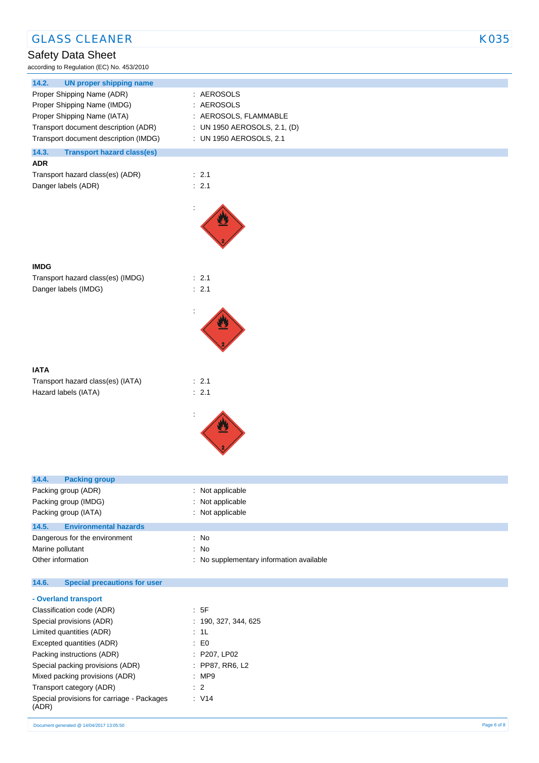### 14.2. UN proper shipping name

Proper Shipping Name (ADR) : AEROSOLS
Proper Shipping Name (IMDG) : AEROSOLS
Proper Shipping Name (IATA) : AEROSOLS, FLAMMABLE
Transport document description (ADR) : UN 1950 AEROSOLS, 2.1, (D)
Transport document description (IMDG) : UN 1950 AEROSOLS, 2.1

### 14.3. Transport hazard class(es)

**ADR**

Transport hazard class(es) (ADR) : 2.1
Danger labels (ADR) : 2.1

:

**IMDG**

Transport hazard class(es) (IMDG) : 2.1
Danger labels (IMDG) : 2.1

:

**IATA**

Transport hazard class(es) (IATA) : 2.1
Hazard labels (IATA) : 2.1

:

### 14.4. Packing group

Packing group (ADR) : Not applicable
Packing group (IMDG) : Not applicable
Packing group (IATA) : Not applicable

### 14.5. Environmental hazards

Dangerous for the environment : No
Marine pollutant : No
Other information : No supplementary information available

### 14.6. Special precautions for user

**- Overland transport**

Classification code (ADR) : 5F
Special provisions (ADR) : 190, 327, 344, 625
Limited quantities (ADR) : 1L
Excepted quantities (ADR) : E0
Packing instructions (ADR) : P207, LP02
Special packing provisions (ADR) : PP87, RR6, L2
Mixed packing provisions (ADR) : MP9
Transport category (ADR) : 2
Special provisions for carriage - Packages (ADR) : V14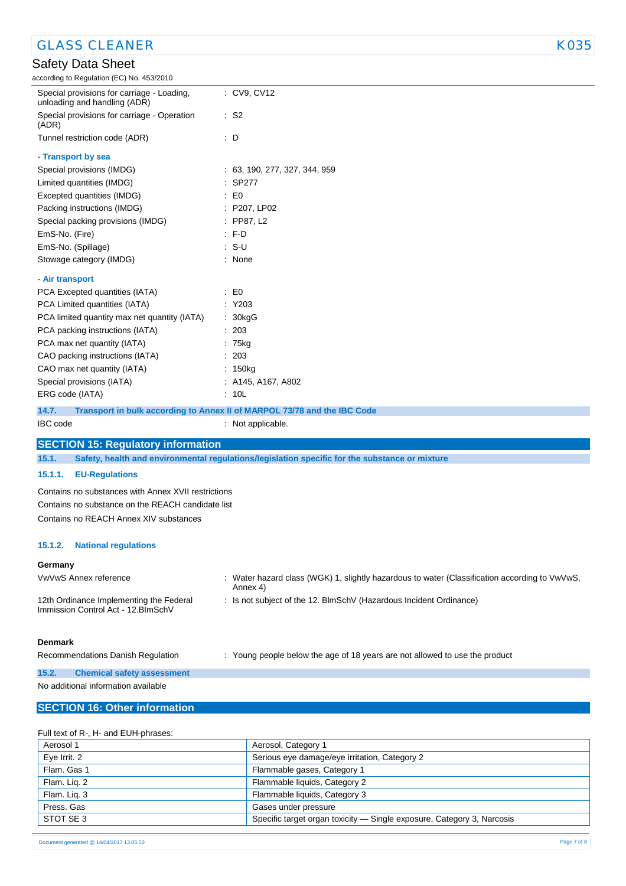Special provisions for carriage - Loading, unloading and handling (ADR) : CV9, CV12

Special provisions for carriage - Operation (ADR) : S2

Tunnel restriction code (ADR) : D

**- Transport by sea**

Special provisions (IMDG) : 63, 190, 277, 327, 344, 959

Limited quantities (IMDG) : SP277

Excepted quantities (IMDG) : E0

Packing instructions (IMDG) : P207, LP02

Special packing provisions (IMDG) : PP87, L2

EmS-No. (Fire) : F-D

EmS-No. (Spillage) : S-U

Stowage category (IMDG) : None

**- Air transport**

PCA Excepted quantities (IATA) : E0

PCA Limited quantities (IATA) : Y203

PCA limited quantity max net quantity (IATA) : 30kgG

PCA packing instructions (IATA) : 203

PCA max net quantity (IATA) : 75kg

CAO packing instructions (IATA) : 203

CAO max net quantity (IATA) : 150kg

Special provisions (IATA) : A145, A167, A802

ERG code (IATA) : 10L

### 14.7. Transport in bulk according to Annex II of MARPOL 73/78 and the IBC Code

IBC code : Not applicable.

## SECTION 15: Regulatory information

### 15.1. Safety, health and environmental regulations/legislation specific for the substance or mixture

#### 15.1.1. EU-Regulations

Contains no substances with Annex XVII restrictions

Contains no substance on the REACH candidate list

Contains no REACH Annex XIV substances

#### 15.1.2. National regulations

**Germany**

VwVwS Annex reference : Water hazard class (WGK) 1, slightly hazardous to water (Classification according to VwVwS, Annex 4)

12th Ordinance Implementing the Federal Immission Control Act - 12.BImSchV : Is not subject of the 12. BImSchV (Hazardous Incident Ordinance)

**Denmark**

Recommendations Danish Regulation : Young people below the age of 18 years are not allowed to use the product

### 15.2. Chemical safety assessment

No additional information available

## SECTION 16: Other information

Full text of R-, H- and EUH-phrases:

| | |
|---|---|
| Aerosol 1 | Aerosol, Category 1 |
| Eye Irrit. 2 | Serious eye damage/eye irritation, Category 2 |
| Flam. Gas 1 | Flammable gases, Category 1 |
| Flam. Liq. 2 | Flammable liquids, Category 2 |
| Flam. Liq. 3 | Flammable liquids, Category 3 |
| Press. Gas | Gases under pressure |
| STOT SE 3 | Specific target organ toxicity — Single exposure, Category 3, Narcosis |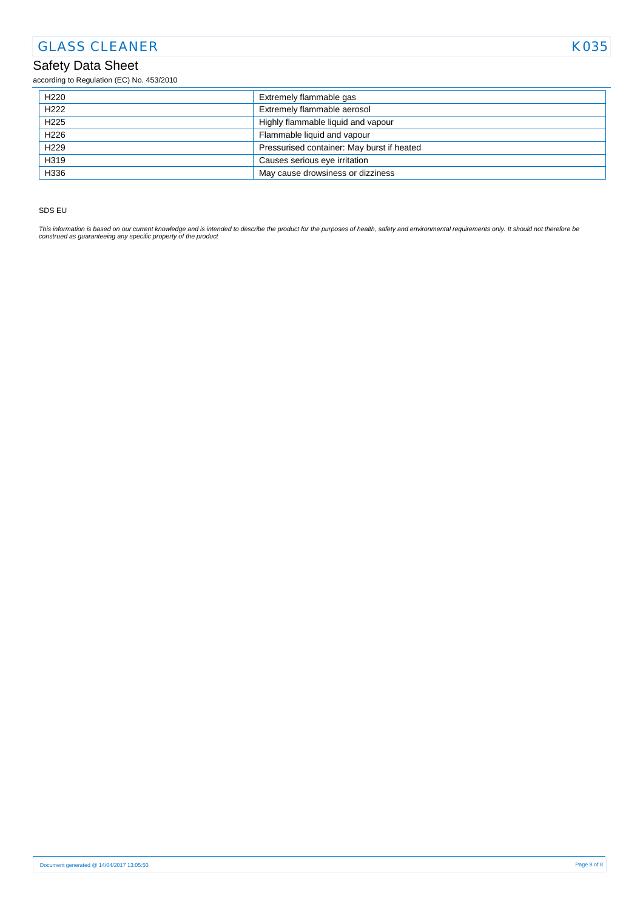| | |
|---|---|
| H220 | Extremely flammable gas |
| H222 | Extremely flammable aerosol |
| H225 | Highly flammable liquid and vapour |
| H226 | Flammable liquid and vapour |
| H229 | Pressurised container: May burst if heated |
| H319 | Causes serious eye irritation |
| H336 | May cause drowsiness or dizziness |

SDS EU

*This information is based on our current knowledge and is intended to describe the product for the purposes of health, safety and environmental requirements only. It should not therefore be construed as guaranteeing any specific property of the product*